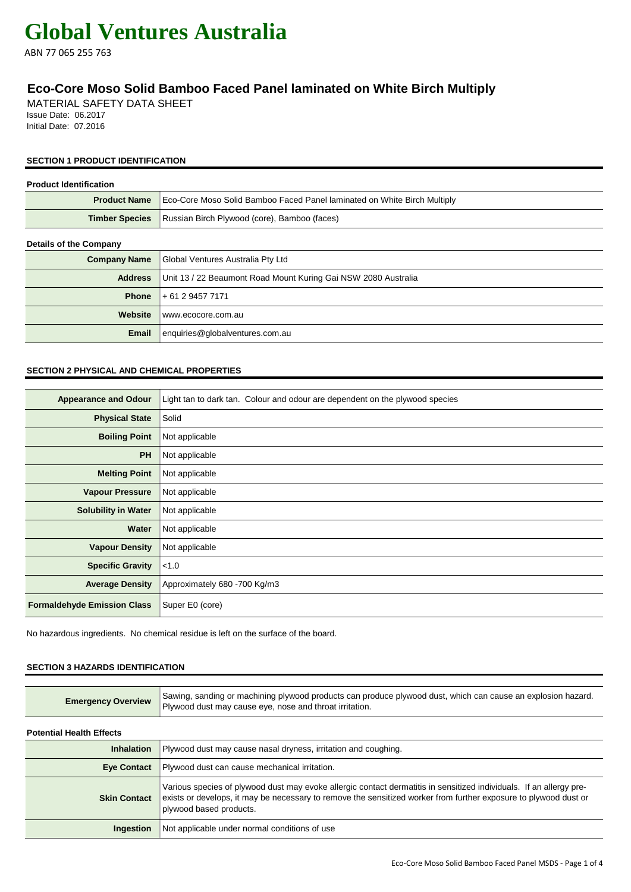# Global Ventures Australia

ABN 77 065 255 763

## Eco-Core Moso Solid Bamboo Faced Panel laminated on White Birch Multiply

MATERIAL SAFETY DATA SHEET
Issue Date: 06.2017
Initial Date: 07.2016

### SECTION 1 PRODUCT IDENTIFICATION

**Product Identification**

| | |
|---|---|
| **Product Name** | Eco-Core Moso Solid Bamboo Faced Panel laminated on White Birch Multiply |
| **Timber Species** | Russian Birch Plywood (core), Bamboo (faces) |

**Details of the Company**

| | |
|---|---|
| **Company Name** | Global Ventures Australia Pty Ltd |
| **Address** | Unit 13 / 22 Beaumont Road Mount Kuring Gai NSW 2080 Australia |
| **Phone** | + 61 2 9457 7171 |
| **Website** | www.ecocore.com.au |
| **Email** | enquiries@globalventures.com.au |

### SECTION 2 PHYSICAL AND CHEMICAL PROPERTIES

| | |
|---|---|
| **Appearance and Odour** | Light tan to dark tan. Colour and odour are dependent on the plywood species |
| **Physical State** | Solid |
| **Boiling Point** | Not applicable |
| **PH** | Not applicable |
| **Melting Point** | Not applicable |
| **Vapour Pressure** | Not applicable |
| **Solubility in Water** | Not applicable |
| **Water** | Not applicable |
| **Vapour Density** | Not applicable |
| **Specific Gravity** | <1.0 |
| **Average Density** | Approximately 680 -700 Kg/m3 |
| **Formaldehyde Emission Class** | Super E0 (core) |

No hazardous ingredients. No chemical residue is left on the surface of the board.

### SECTION 3 HAZARDS IDENTIFICATION

| | |
|---|---|
| **Emergency Overview** | Sawing, sanding or machining plywood products can produce plywood dust, which can cause an explosion hazard. Plywood dust may cause eye, nose and throat irritation. |

**Potential Health Effects**

| | |
|---|---|
| **Inhalation** | Plywood dust may cause nasal dryness, irritation and coughing. |
| **Eye Contact** | Plywood dust can cause mechanical irritation. |
| **Skin Contact** | Various species of plywood dust may evoke allergic contact dermatitis in sensitized individuals. If an allergy pre-exists or develops, it may be necessary to remove the sensitized worker from further exposure to plywood dust or plywood based products. |
| **Ingestion** | Not applicable under normal conditions of use |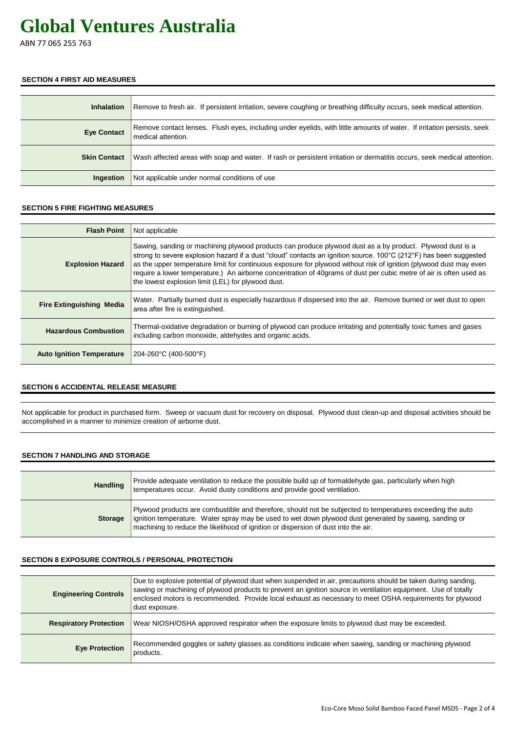# Global Ventures Australia

ABN 77 065 255 763

### SECTION 4 FIRST AID MEASURES

| | |
|---|---|
| **Inhalation** | Remove to fresh air. If persistent irritation, severe coughing or breathing difficulty occurs, seek medical attention. |
| **Eye Contact** | Remove contact lenses. Flush eyes, including under eyelids, with little amounts of water. If irritation persists, seek medical attention. |
| **Skin Contact** | Wash affected areas with soap and water. If rash or persistent irritation or dermatitis occurs, seek medical attention. |
| **Ingestion** | Not applicable under normal conditions of use |

### SECTION 5 FIRE FIGHTING MEASURES

| | |
|---|---|
| **Flash Point** | Not applicable |
| **Explosion Hazard** | Sawing, sanding or machining plywood products can produce plywood dust as a by product. Plywood dust is a strong to severe explosion hazard if a dust "cloud" contacts an ignition source. 100°C (212°F) has been suggested as the upper temperature limit for continuous exposure for plywood without risk of ignition (plywood dust may even require a lower temperature.) An airborne concentration of 40grams of dust per cubic metre of air is often used as the lowest explosion limit (LEL) for plywood dust. |
| **Fire Extinguishing Media** | Water. Partially burned dust is especially hazardous if dispersed into the air. Remove burned or wet dust to open area after fire is extinguished. |
| **Hazardous Combustion** | Thermal-oxidative degradation or burning of plywood can produce irritating and potentially toxic fumes and gases including carbon monoxide, aldehydes and organic acids. |
| **Auto Ignition Temperature** | 204-260°C (400-500°F) |

### SECTION 6 ACCIDENTAL RELEASE MEASURE

Not applicable for product in purchased form. Sweep or vacuum dust for recovery on disposal. Plywood dust clean-up and disposal activities should be accomplished in a manner to minimize creation of airborne dust.

### SECTION 7 HANDLING AND STORAGE

| | |
|---|---|
| **Handling** | Provide adequate ventilation to reduce the possible build up of formaldehyde gas, particularly when high temperatures occur. Avoid dusty conditions and provide good ventilation. |
| **Storage** | Plywood products are combustible and therefore, should not be subjected to temperatures exceeding the auto ignition temperature. Water spray may be used to wet down plywood dust generated by sawing, sanding or machining to reduce the likelihood of ignition or dispersion of dust into the air. |

### SECTION 8 EXPOSURE CONTROLS / PERSONAL PROTECTION

| | |
|---|---|
| **Engineering Controls** | Due to explosive potential of plywood dust when suspended in air, precautions should be taken during sanding, sawing or machining of plywood products to prevent an ignition source in ventilation equipment. Use of totally enclosed motors is recommended. Provide local exhaust as necessary to meet OSHA requirements for plywood dust exposure. |
| **Respiratory Protection** | Wear NIOSH/OSHA approved respirator when the exposure limits to plywood dust may be exceeded. |
| **Eye Protection** | Recommended goggles or safety glasses as conditions indicate when sawing, sanding or machining plywood products. |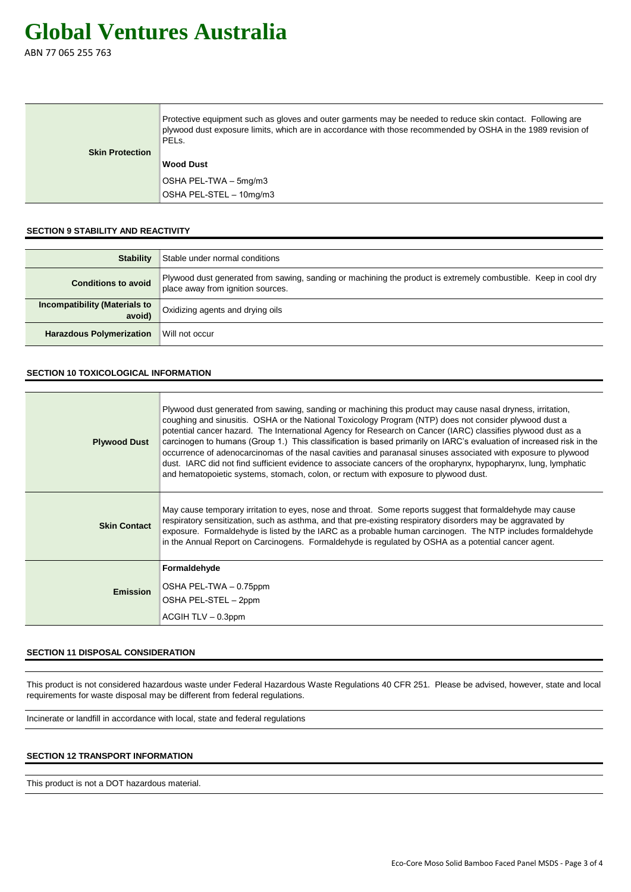# Global Ventures Australia

ABN 77 065 255 763

| | |
|---|---|
| **Skin Protection** | Protective equipment such as gloves and outer garments may be needed to reduce skin contact. Following are plywood dust exposure limits, which are in accordance with those recommended by OSHA in the 1989 revision of PELs.<br><br>**Wood Dust**<br><br>OSHA PEL-TWA – 5mg/m3<br>OSHA PEL-STEL – 10mg/m3 |

## SECTION 9 STABILITY AND REACTIVITY

| | |
|---|---|
| **Stability** | Stable under normal conditions |
| **Conditions to avoid** | Plywood dust generated from sawing, sanding or machining the product is extremely combustible. Keep in cool dry place away from ignition sources. |
| **Incompatibility (Materials to avoid)** | Oxidizing agents and drying oils |
| **Harazdous Polymerization** | Will not occur |

## SECTION 10 TOXICOLOGICAL INFORMATION

| | |
|---|---|
| **Plywood Dust** | Plywood dust generated from sawing, sanding or machining this product may cause nasal dryness, irritation, coughing and sinusitis. OSHA or the National Toxicology Program (NTP) does not consider plywood dust a potential cancer hazard. The International Agency for Research on Cancer (IARC) classifies plywood dust as a carcinogen to humans (Group 1.) This classification is based primarily on IARC's evaluation of increased risk in the occurrence of adenocarcinomas of the nasal cavities and paranasal sinuses associated with exposure to plywood dust. IARC did not find sufficient evidence to associate cancers of the oropharynx, hypopharynx, lung, lymphatic and hematopoietic systems, stomach, colon, or rectum with exposure to plywood dust. |
| **Skin Contact** | May cause temporary irritation to eyes, nose and throat. Some reports suggest that formaldehyde may cause respiratory sensitization, such as asthma, and that pre-existing respiratory disorders may be aggravated by exposure. Formaldehyde is listed by the IARC as a probable human carcinogen. The NTP includes formaldehyde in the Annual Report on Carcinogens. Formaldehyde is regulated by OSHA as a potential cancer agent. |
| **Emission** | **Formaldehyde**<br><br>OSHA PEL-TWA – 0.75ppm<br>OSHA PEL-STEL – 2ppm<br>ACGIH TLV – 0.3ppm |

## SECTION 11 DISPOSAL CONSIDERATION

This product is not considered hazardous waste under Federal Hazardous Waste Regulations 40 CFR 251. Please be advised, however, state and local requirements for waste disposal may be different from federal regulations.

Incinerate or landfill in accordance with local, state and federal regulations

## SECTION 12 TRANSPORT INFORMATION

This product is not a DOT hazardous material.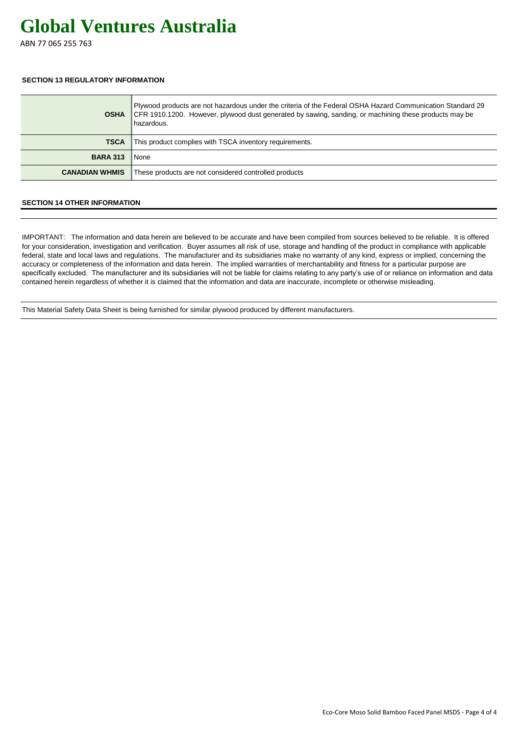# Global Ventures Australia

ABN 77 065 255 763

### SECTION 13 REGULATORY INFORMATION

| | |
|---|---|
| **OSHA** | Plywood products are not hazardous under the criteria of the Federal OSHA Hazard Communication Standard 29 CFR 1910.1200. However, plywood dust generated by sawing, sanding, or machining these products may be hazardous. |
| **TSCA** | This product complies with TSCA inventory requirements. |
| **BARA 313** | None |
| **CANADIAN WHMIS** | These products are not considered controlled products |

### SECTION 14 OTHER INFORMATION

IMPORTANT: The information and data herein are believed to be accurate and have been compiled from sources believed to be reliable. It is offered for your consideration, investigation and verification. Buyer assumes all risk of use, storage and handling of the product in compliance with applicable federal, state and local laws and regulations. The manufacturer and its subsidiaries make no warranty of any kind, express or implied, concerning the accuracy or completeness of the information and data herein. The implied warranties of merchantability and fitness for a particular purpose are specifically excluded. The manufacturer and its subsidiaries will not be liable for claims relating to any party's use of or reliance on information and data contained herein regardless of whether it is claimed that the information and data are inaccurate, incomplete or otherwise misleading.

This Material Safety Data Sheet is being furnished for similar plywood produced by different manufacturers.